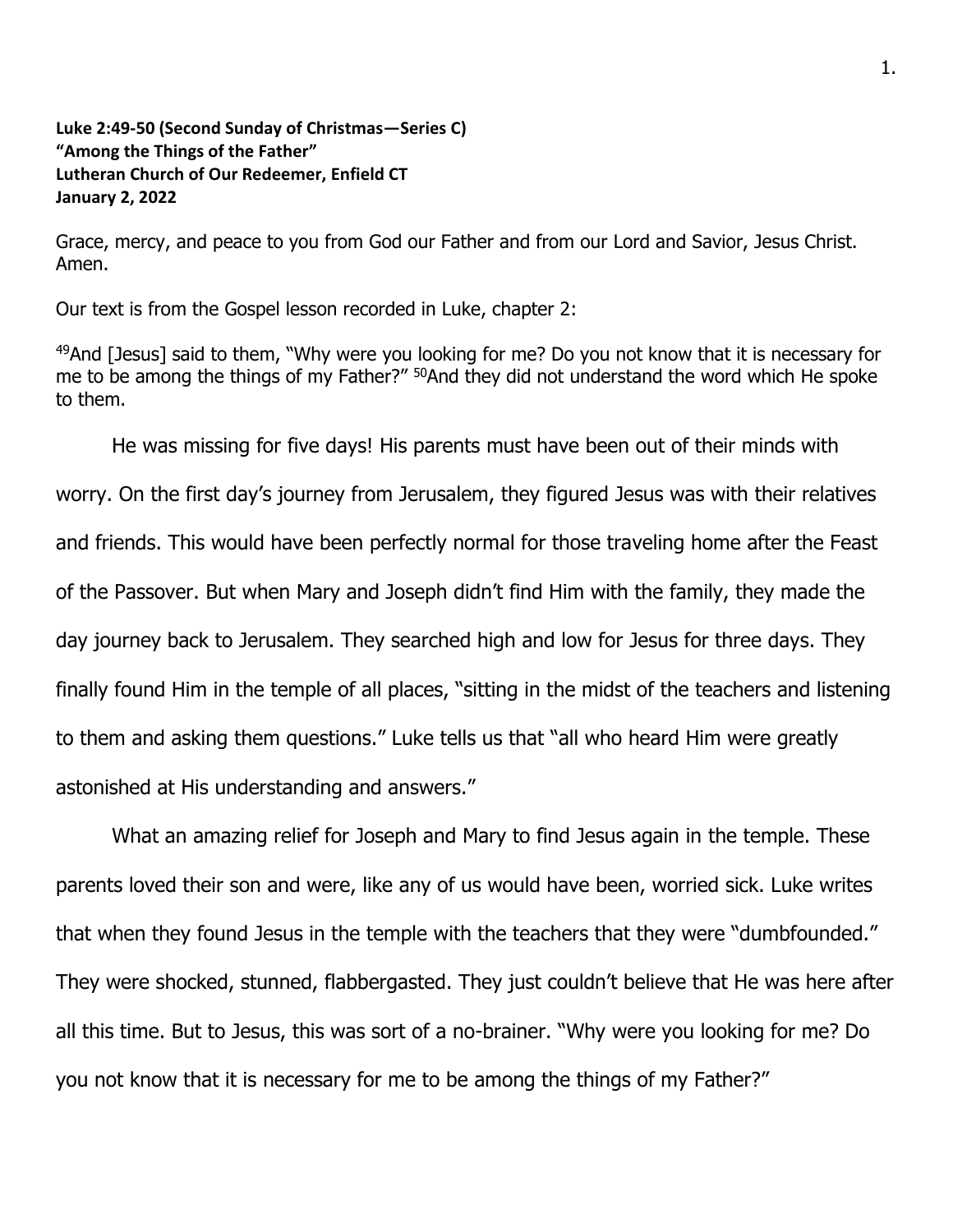**Luke 2:49-50 (Second Sunday of Christmas—Series C)**
**"Among the Things of the Father"**
**Lutheran Church of Our Redeemer, Enfield CT**
**January 2, 2022**

Grace, mercy, and peace to you from God our Father and from our Lord and Savior, Jesus Christ. Amen.

Our text is from the Gospel lesson recorded in Luke, chapter 2:

[49]And [Jesus] said to them, "Why were you looking for me? Do you not know that it is necessary for me to be among the things of my Father?" [50]And they did not understand the word which He spoke to them.

He was missing for five days! His parents must have been out of their minds with worry. On the first day's journey from Jerusalem, they figured Jesus was with their relatives and friends. This would have been perfectly normal for those traveling home after the Feast of the Passover. But when Mary and Joseph didn't find Him with the family, they made the day journey back to Jerusalem. They searched high and low for Jesus for three days. They finally found Him in the temple of all places, "sitting in the midst of the teachers and listening to them and asking them questions." Luke tells us that "all who heard Him were greatly astonished at His understanding and answers."

What an amazing relief for Joseph and Mary to find Jesus again in the temple. These parents loved their son and were, like any of us would have been, worried sick. Luke writes that when they found Jesus in the temple with the teachers that they were "dumbfounded." They were shocked, stunned, flabbergasted. They just couldn't believe that He was here after all this time. But to Jesus, this was sort of a no-brainer. "Why were you looking for me? Do you not know that it is necessary for me to be among the things of my Father?"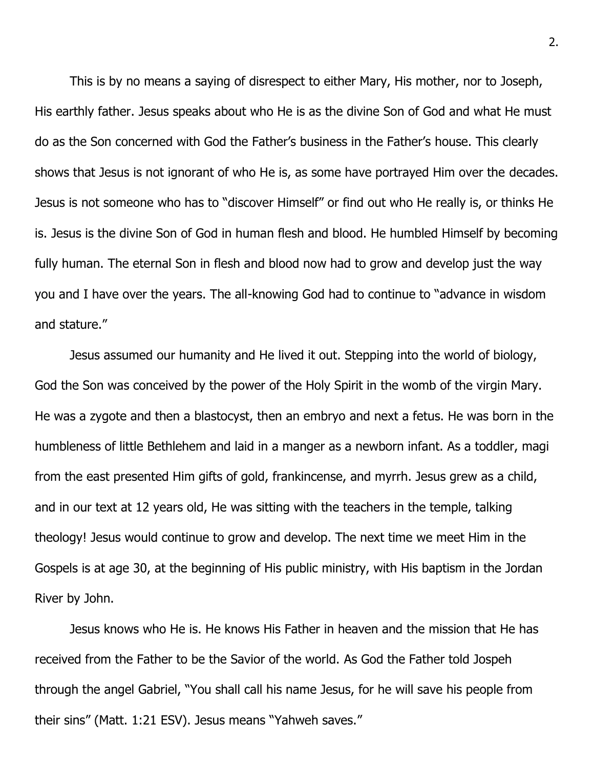This is by no means a saying of disrespect to either Mary, His mother, nor to Joseph, His earthly father. Jesus speaks about who He is as the divine Son of God and what He must do as the Son concerned with God the Father's business in the Father's house. This clearly shows that Jesus is not ignorant of who He is, as some have portrayed Him over the decades. Jesus is not someone who has to "discover Himself" or find out who He really is, or thinks He is. Jesus is the divine Son of God in human flesh and blood. He humbled Himself by becoming fully human. The eternal Son in flesh and blood now had to grow and develop just the way you and I have over the years. The all-knowing God had to continue to "advance in wisdom and stature."

Jesus assumed our humanity and He lived it out. Stepping into the world of biology, God the Son was conceived by the power of the Holy Spirit in the womb of the virgin Mary. He was a zygote and then a blastocyst, then an embryo and next a fetus. He was born in the humbleness of little Bethlehem and laid in a manger as a newborn infant. As a toddler, magi from the east presented Him gifts of gold, frankincense, and myrrh. Jesus grew as a child, and in our text at 12 years old, He was sitting with the teachers in the temple, talking theology! Jesus would continue to grow and develop. The next time we meet Him in the Gospels is at age 30, at the beginning of His public ministry, with His baptism in the Jordan River by John.

Jesus knows who He is. He knows His Father in heaven and the mission that He has received from the Father to be the Savior of the world. As God the Father told Jospeh through the angel Gabriel, "You shall call his name Jesus, for he will save his people from their sins" (Matt. 1:21 ESV). Jesus means "Yahweh saves."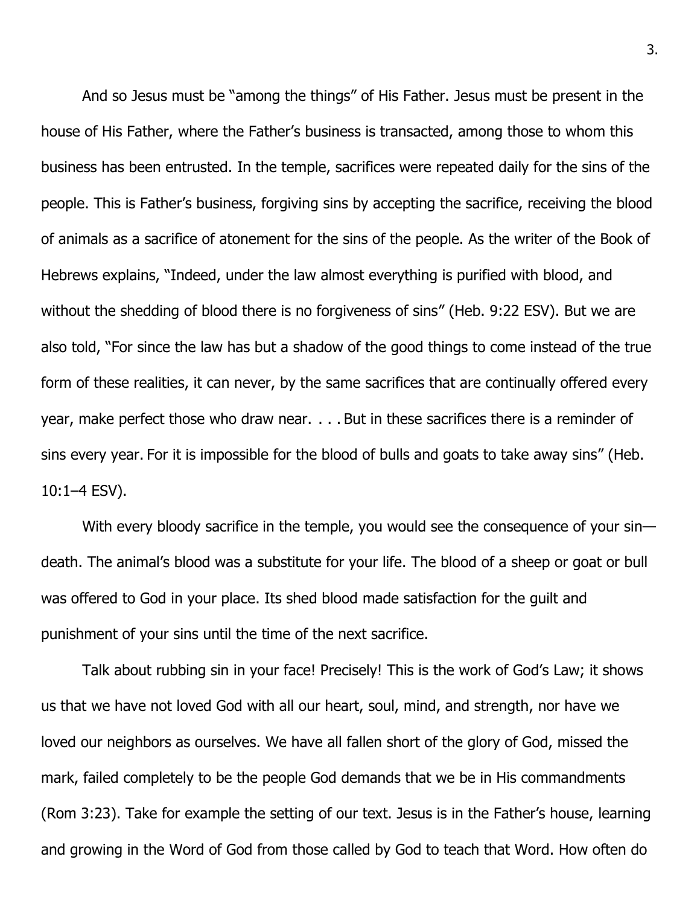And so Jesus must be "among the things" of His Father. Jesus must be present in the house of His Father, where the Father's business is transacted, among those to whom this business has been entrusted. In the temple, sacrifices were repeated daily for the sins of the people. This is Father's business, forgiving sins by accepting the sacrifice, receiving the blood of animals as a sacrifice of atonement for the sins of the people. As the writer of the Book of Hebrews explains, "Indeed, under the law almost everything is purified with blood, and without the shedding of blood there is no forgiveness of sins" (Heb. 9:22 ESV). But we are also told, "For since the law has but a shadow of the good things to come instead of the true form of these realities, it can never, by the same sacrifices that are continually offered every year, make perfect those who draw near. . . . But in these sacrifices there is a reminder of sins every year. For it is impossible for the blood of bulls and goats to take away sins" (Heb. 10:1–4 ESV).

With every bloody sacrifice in the temple, you would see the consequence of your sin—death. The animal's blood was a substitute for your life. The blood of a sheep or goat or bull was offered to God in your place. Its shed blood made satisfaction for the guilt and punishment of your sins until the time of the next sacrifice.

Talk about rubbing sin in your face! Precisely! This is the work of God's Law; it shows us that we have not loved God with all our heart, soul, mind, and strength, nor have we loved our neighbors as ourselves. We have all fallen short of the glory of God, missed the mark, failed completely to be the people God demands that we be in His commandments (Rom 3:23). Take for example the setting of our text. Jesus is in the Father's house, learning and growing in the Word of God from those called by God to teach that Word. How often do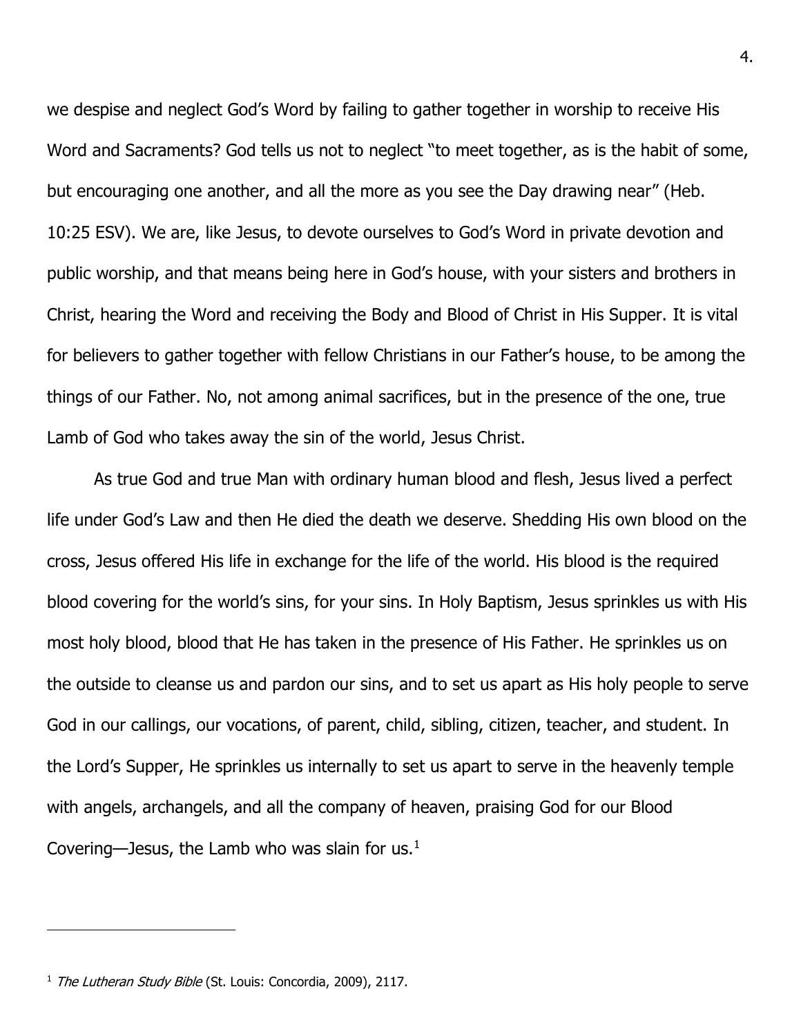we despise and neglect God's Word by failing to gather together in worship to receive His Word and Sacraments? God tells us not to neglect "to meet together, as is the habit of some, but encouraging one another, and all the more as you see the Day drawing near" (Heb. 10:25 ESV). We are, like Jesus, to devote ourselves to God's Word in private devotion and public worship, and that means being here in God's house, with your sisters and brothers in Christ, hearing the Word and receiving the Body and Blood of Christ in His Supper. It is vital for believers to gather together with fellow Christians in our Father's house, to be among the things of our Father. No, not among animal sacrifices, but in the presence of the one, true Lamb of God who takes away the sin of the world, Jesus Christ.

As true God and true Man with ordinary human blood and flesh, Jesus lived a perfect life under God's Law and then He died the death we deserve. Shedding His own blood on the cross, Jesus offered His life in exchange for the life of the world. His blood is the required blood covering for the world's sins, for your sins. In Holy Baptism, Jesus sprinkles us with His most holy blood, blood that He has taken in the presence of His Father. He sprinkles us on the outside to cleanse us and pardon our sins, and to set us apart as His holy people to serve God in our callings, our vocations, of parent, child, sibling, citizen, teacher, and student. In the Lord's Supper, He sprinkles us internally to set us apart to serve in the heavenly temple with angels, archangels, and all the company of heaven, praising God for our Blood Covering—Jesus, the Lamb who was slain for us.[1]

---

[1] *The Lutheran Study Bible* (St. Louis: Concordia, 2009), 2117.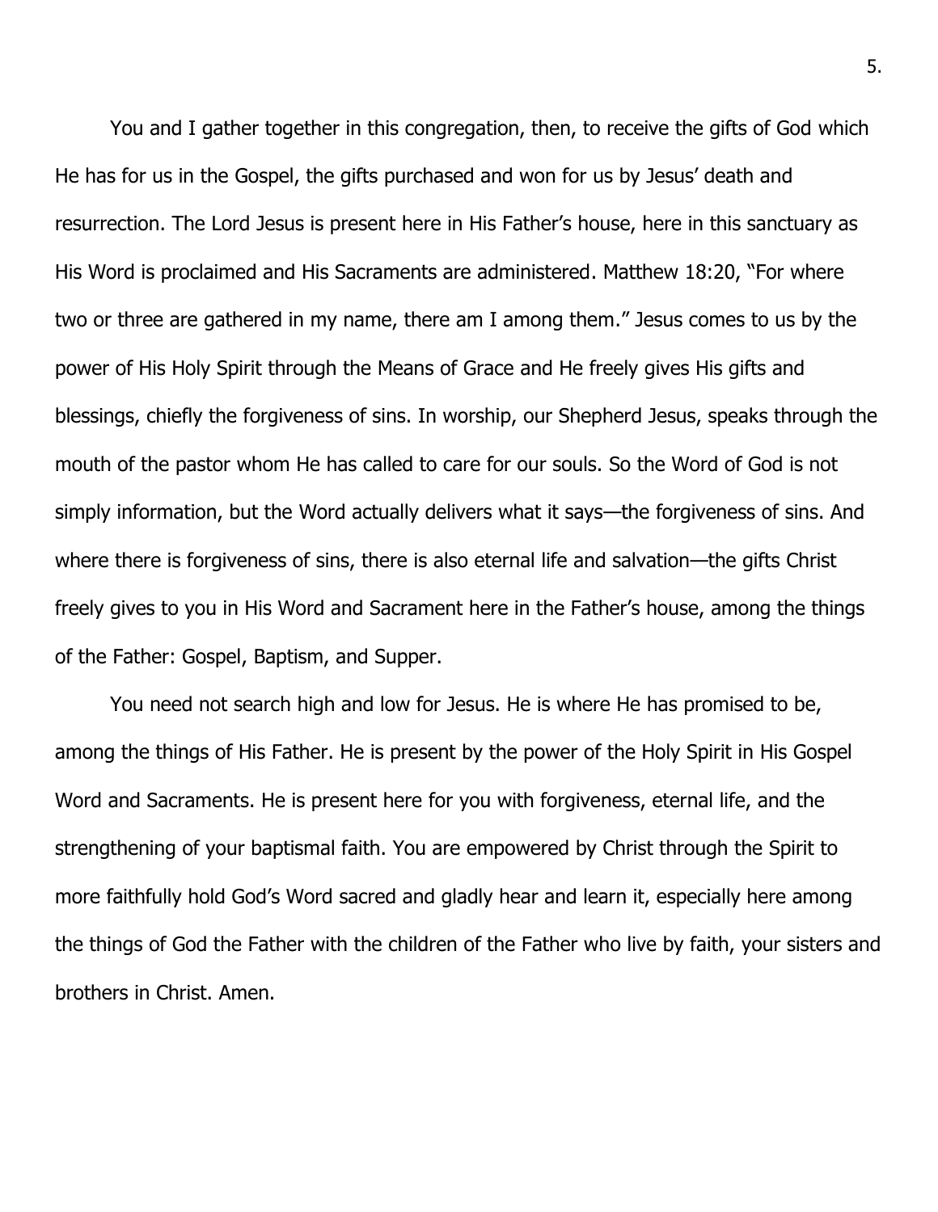You and I gather together in this congregation, then, to receive the gifts of God which He has for us in the Gospel, the gifts purchased and won for us by Jesus' death and resurrection. The Lord Jesus is present here in His Father's house, here in this sanctuary as His Word is proclaimed and His Sacraments are administered. Matthew 18:20, "For where two or three are gathered in my name, there am I among them." Jesus comes to us by the power of His Holy Spirit through the Means of Grace and He freely gives His gifts and blessings, chiefly the forgiveness of sins. In worship, our Shepherd Jesus, speaks through the mouth of the pastor whom He has called to care for our souls. So the Word of God is not simply information, but the Word actually delivers what it says—the forgiveness of sins. And where there is forgiveness of sins, there is also eternal life and salvation—the gifts Christ freely gives to you in His Word and Sacrament here in the Father's house, among the things of the Father: Gospel, Baptism, and Supper.

You need not search high and low for Jesus. He is where He has promised to be, among the things of His Father. He is present by the power of the Holy Spirit in His Gospel Word and Sacraments. He is present here for you with forgiveness, eternal life, and the strengthening of your baptismal faith. You are empowered by Christ through the Spirit to more faithfully hold God's Word sacred and gladly hear and learn it, especially here among the things of God the Father with the children of the Father who live by faith, your sisters and brothers in Christ. Amen.